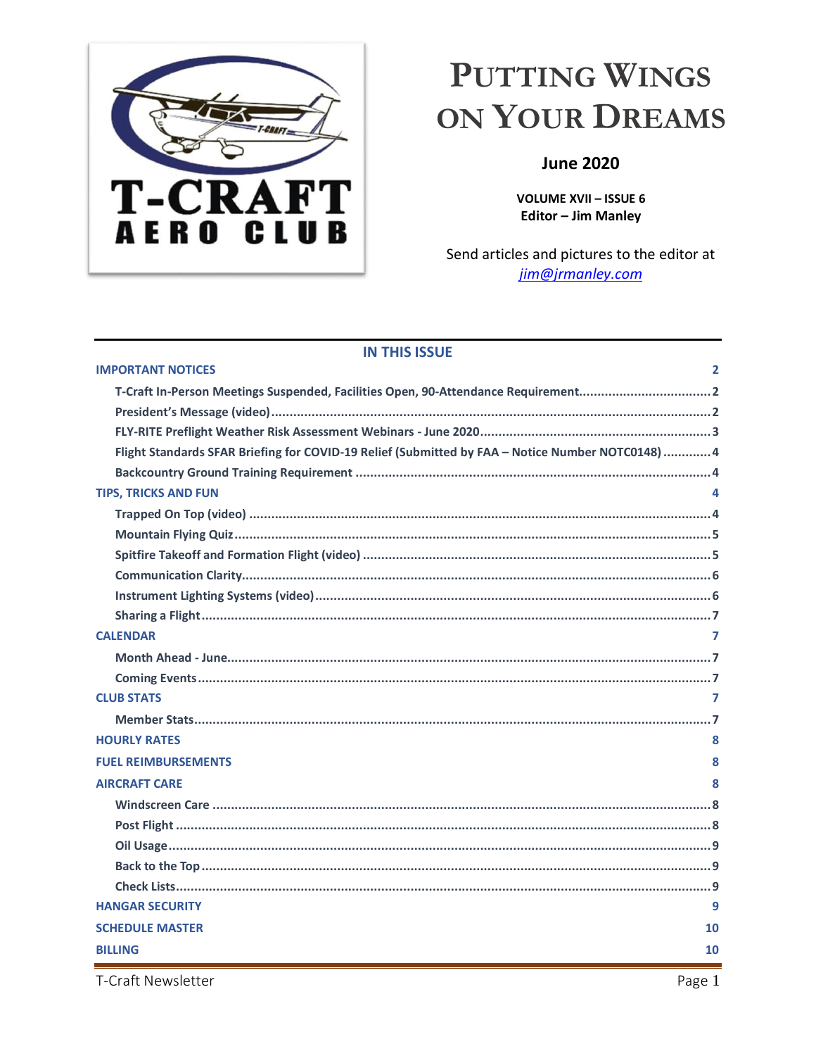# PUTTING WINGS ON YOUR DREAMS

**June 2020**

**VOLUME XVII – ISSUE 6**
**Editor – Jim Manley**

Send articles and pictures to the editor at
*jim@jrmanley.com*

## IN THIS ISSUE

IMPORTANT NOTICES ... 2
- T-Craft In-Person Meetings Suspended, Facilities Open, 90-Attendance Requirement ... 2
- President's Message (video) ... 2
- FLY-RITE Preflight Weather Risk Assessment Webinars - June 2020 ... 3
- Flight Standards SFAR Briefing for COVID-19 Relief (Submitted by FAA – Notice Number NOTC0148) ... 4
- Backcountry Ground Training Requirement ... 4

TIPS, TRICKS AND FUN ... 4
- Trapped On Top (video) ... 4
- Mountain Flying Quiz ... 5
- Spitfire Takeoff and Formation Flight (video) ... 5
- Communication Clarity ... 6
- Instrument Lighting Systems (video) ... 6
- Sharing a Flight ... 7

CALENDAR ... 7
- Month Ahead - June ... 7
- Coming Events ... 7

CLUB STATS ... 7
- Member Stats ... 7

HOURLY RATES ... 8

FUEL REIMBURSEMENTS ... 8

AIRCRAFT CARE ... 8
- Windscreen Care ... 8
- Post Flight ... 8
- Oil Usage ... 9
- Back to the Top ... 9
- Check Lists ... 9

HANGAR SECURITY ... 9

SCHEDULE MASTER ... 10

BILLING ... 10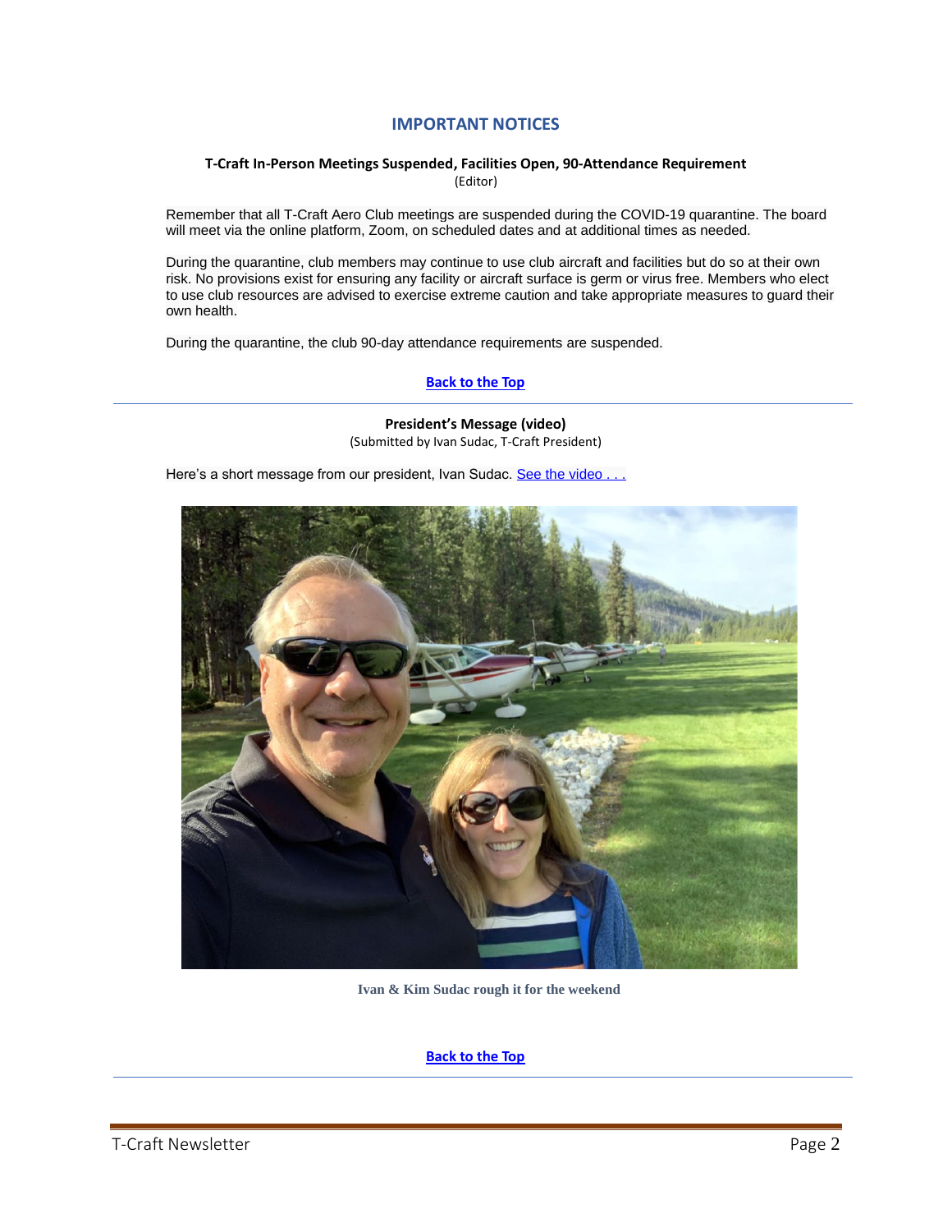## IMPORTANT NOTICES

**T-Craft In-Person Meetings Suspended, Facilities Open, 90-Attendance Requirement**
(Editor)

Remember that all T-Craft Aero Club meetings are suspended during the COVID-19 quarantine. The board will meet via the online platform, Zoom, on scheduled dates and at additional times as needed.

During the quarantine, club members may continue to use club aircraft and facilities but do so at their own risk. No provisions exist for ensuring any facility or aircraft surface is germ or virus free. Members who elect to use club resources are advised to exercise extreme caution and take appropriate measures to guard their own health.

During the quarantine, the club 90-day attendance requirements are suspended.

Back to the Top

---

**President's Message (video)**
(Submitted by Ivan Sudac, T-Craft President)

Here's a short message from our president, Ivan Sudac. See the video . . .

Ivan & Kim Sudac rough it for the weekend

Back to the Top

---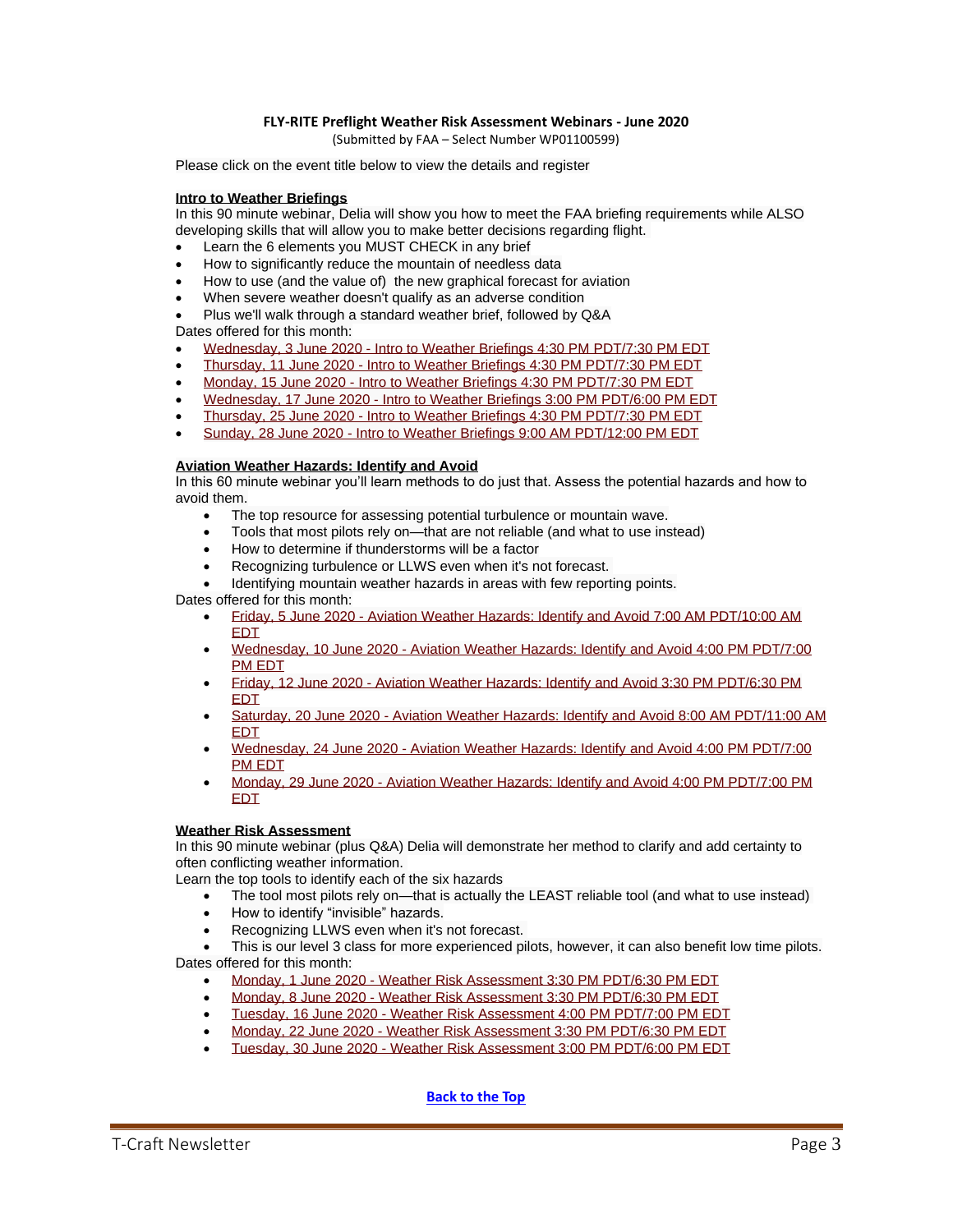**FLY-RITE Preflight Weather Risk Assessment Webinars - June 2020**

(Submitted by FAA – Select Number WP01100599)

Please click on the event title below to view the details and register

**Intro to Weather Briefings**

In this 90 minute webinar, Delia will show you how to meet the FAA briefing requirements while ALSO developing skills that will allow you to make better decisions regarding flight.

- Learn the 6 elements you MUST CHECK in any brief
- How to significantly reduce the mountain of needless data
- How to use (and the value of) the new graphical forecast for aviation
- When severe weather doesn't qualify as an adverse condition
- Plus we'll walk through a standard weather brief, followed by Q&A

Dates offered for this month:

- Wednesday, 3 June 2020 - Intro to Weather Briefings 4:30 PM PDT/7:30 PM EDT
- Thursday, 11 June 2020 - Intro to Weather Briefings 4:30 PM PDT/7:30 PM EDT
- Monday, 15 June 2020 - Intro to Weather Briefings 4:30 PM PDT/7:30 PM EDT
- Wednesday, 17 June 2020 - Intro to Weather Briefings 3:00 PM PDT/6:00 PM EDT
- Thursday, 25 June 2020 - Intro to Weather Briefings 4:30 PM PDT/7:30 PM EDT
- Sunday, 28 June 2020 - Intro to Weather Briefings 9:00 AM PDT/12:00 PM EDT

**Aviation Weather Hazards: Identify and Avoid**

In this 60 minute webinar you'll learn methods to do just that. Assess the potential hazards and how to avoid them.

- The top resource for assessing potential turbulence or mountain wave.
- Tools that most pilots rely on—that are not reliable (and what to use instead)
- How to determine if thunderstorms will be a factor
- Recognizing turbulence or LLWS even when it's not forecast.
- Identifying mountain weather hazards in areas with few reporting points.

Dates offered for this month:

- Friday, 5 June 2020 - Aviation Weather Hazards: Identify and Avoid 7:00 AM PDT/10:00 AM EDT
- Wednesday, 10 June 2020 - Aviation Weather Hazards: Identify and Avoid 4:00 PM PDT/7:00 PM EDT
- Friday, 12 June 2020 - Aviation Weather Hazards: Identify and Avoid 3:30 PM PDT/6:30 PM EDT
- Saturday, 20 June 2020 - Aviation Weather Hazards: Identify and Avoid 8:00 AM PDT/11:00 AM EDT
- Wednesday, 24 June 2020 - Aviation Weather Hazards: Identify and Avoid 4:00 PM PDT/7:00 PM EDT
- Monday, 29 June 2020 - Aviation Weather Hazards: Identify and Avoid 4:00 PM PDT/7:00 PM EDT

**Weather Risk Assessment**

In this 90 minute webinar (plus Q&A) Delia will demonstrate her method to clarify and add certainty to often conflicting weather information.

Learn the top tools to identify each of the six hazards

- The tool most pilots rely on—that is actually the LEAST reliable tool (and what to use instead)
- How to identify "invisible" hazards.
- Recognizing LLWS even when it's not forecast.
- This is our level 3 class for more experienced pilots, however, it can also benefit low time pilots.

Dates offered for this month:

- Monday, 1 June 2020 - Weather Risk Assessment 3:30 PM PDT/6:30 PM EDT
- Monday, 8 June 2020 - Weather Risk Assessment 3:30 PM PDT/6:30 PM EDT
- Tuesday, 16 June 2020 - Weather Risk Assessment 4:00 PM PDT/7:00 PM EDT
- Monday, 22 June 2020 - Weather Risk Assessment 3:30 PM PDT/6:30 PM EDT
- Tuesday, 30 June 2020 - Weather Risk Assessment 3:00 PM PDT/6:00 PM EDT

**Back to the Top**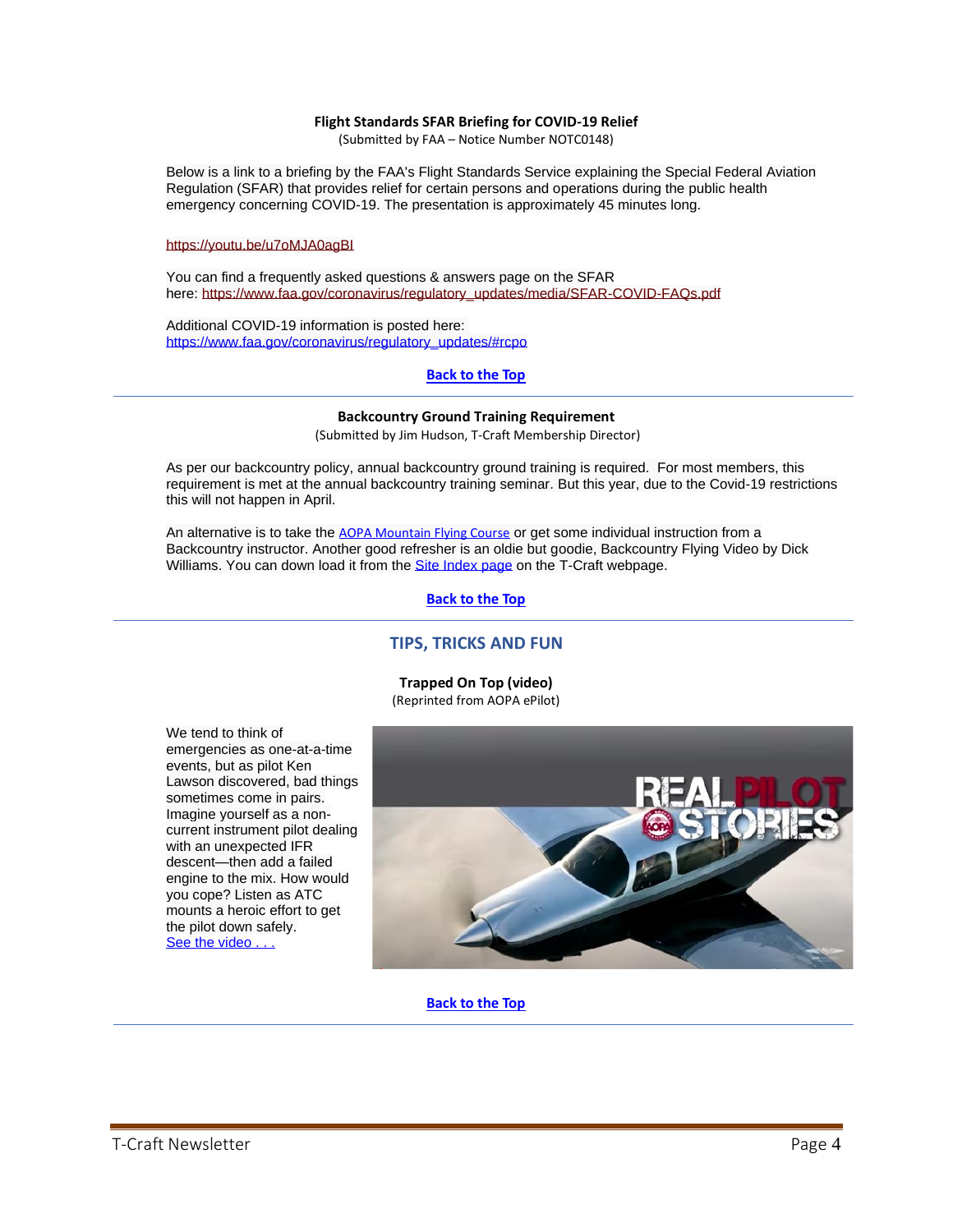**Flight Standards SFAR Briefing for COVID-19 Relief**

(Submitted by FAA – Notice Number NOTC0148)

Below is a link to a briefing by the FAA's Flight Standards Service explaining the Special Federal Aviation Regulation (SFAR) that provides relief for certain persons and operations during the public health emergency concerning COVID-19. The presentation is approximately 45 minutes long.

https://youtu.be/u7oMJA0agBI

You can find a frequently asked questions & answers page on the SFAR here: https://www.faa.gov/coronavirus/regulatory_updates/media/SFAR-COVID-FAQs.pdf

Additional COVID-19 information is posted here: https://www.faa.gov/coronavirus/regulatory_updates/#rcpo

**Back to the Top**

---

**Backcountry Ground Training Requirement**

(Submitted by Jim Hudson, T-Craft Membership Director)

As per our backcountry policy, annual backcountry ground training is required. For most members, this requirement is met at the annual backcountry training seminar. But this year, due to the Covid-19 restrictions this will not happen in April.

An alternative is to take the AOPA Mountain Flying Course or get some individual instruction from a Backcountry instructor. Another good refresher is an oldie but goodie, Backcountry Flying Video by Dick Williams. You can down load it from the Site Index page on the T-Craft webpage.

**Back to the Top**

---

## TIPS, TRICKS AND FUN

**Trapped On Top (video)**

(Reprinted from AOPA ePilot)

We tend to think of emergencies as one-at-a-time events, but as pilot Ken Lawson discovered, bad things sometimes come in pairs. Imagine yourself as a non-current instrument pilot dealing with an unexpected IFR descent—then add a failed engine to the mix. How would you cope? Listen as ATC mounts a heroic effort to get the pilot down safely.
See the video . . .

**Back to the Top**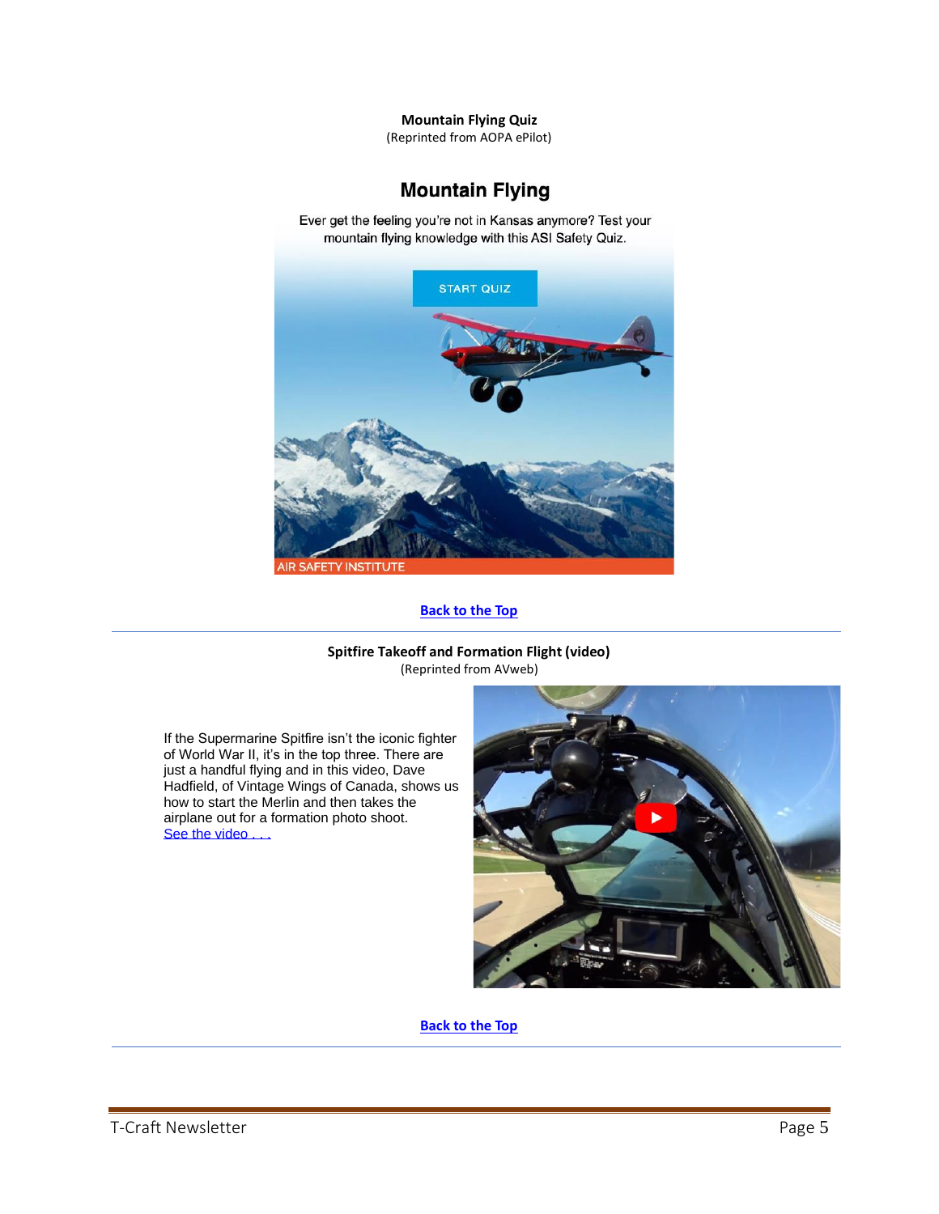**Mountain Flying Quiz**
(Reprinted from AOPA ePilot)

## Mountain Flying

Ever get the feeling you're not in Kansas anymore? Test your mountain flying knowledge with this ASI Safety Quiz.

START QUIZ

AIR SAFETY INSTITUTE

[Back to the Top]

---

**Spitfire Takeoff and Formation Flight (video)**
(Reprinted from AVweb)

If the Supermarine Spitfire isn't the iconic fighter of World War II, it's in the top three. There are just a handful flying and in this video, Dave Hadfield, of Vintage Wings of Canada, shows us how to start the Merlin and then takes the airplane out for a formation photo shoot.
[See the video . . .]

[Back to the Top]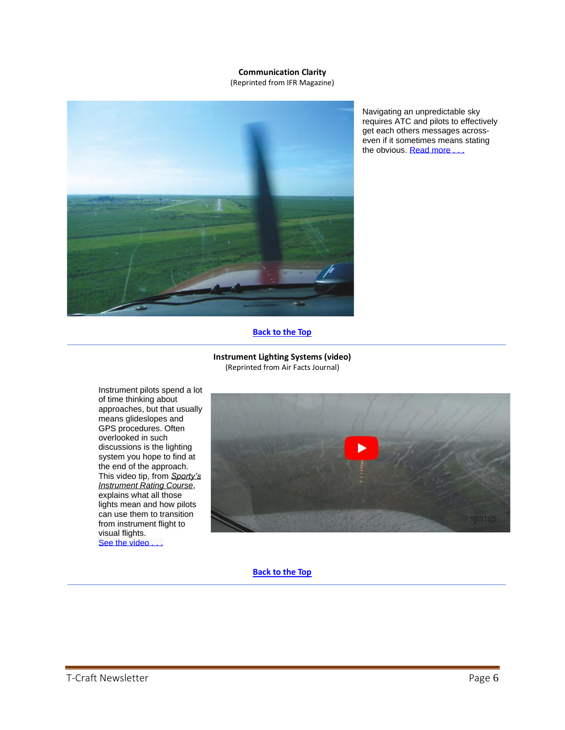**Communication Clarity**

(Reprinted from IFR Magazine)

Navigating an unpredictable sky requires ATC and pilots to effectively get each others messages across- even if it sometimes means stating the obvious. Read more . . .

**Back to the Top**

---

**Instrument Lighting Systems (video)**

(Reprinted from Air Facts Journal)

Instrument pilots spend a lot of time thinking about approaches, but that usually means glideslopes and GPS procedures. Often overlooked in such discussions is the lighting system you hope to find at the end of the approach. This video tip, from *Sporty's Instrument Rating Course*, explains what all those lights mean and how pilots can use them to transition from instrument flight to visual flights.
See the video . . .

**Back to the Top**

---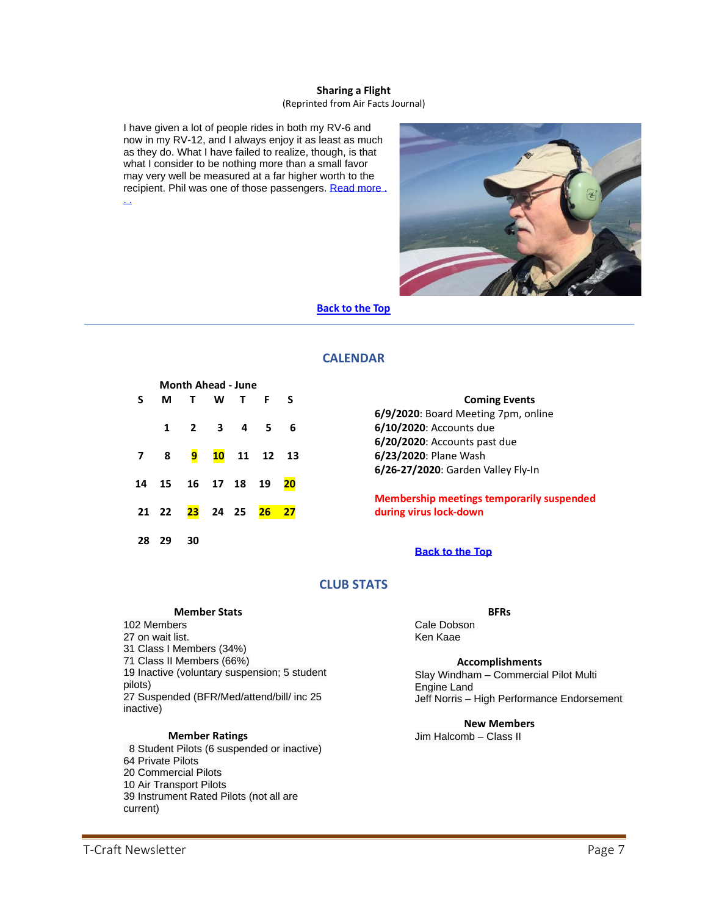**Sharing a Flight**
(Reprinted from Air Facts Journal)

I have given a lot of people rides in both my RV-6 and now in my RV-12, and I always enjoy it as least as much as they do. What I have failed to realize, though, is that what I consider to be nothing more than a small favor may very well be measured at a far higher worth to the recipient. Phil was one of those passengers. Read more . . .

Back to the Top

---

## CALENDAR

**Month Ahead - June**

| S | M | T | W | T | F | S |
|---|---|---|---|---|---|---|
| | 1 | 2 | 3 | 4 | 5 | 6 |
| 7 | 8 | 9 | 10 | 11 | 12 | 13 |
| 14 | 15 | 16 | 17 | 18 | 19 | 20 |
| 21 | 22 | 23 | 24 | 25 | 26 | 27 |
| 28 | 29 | 30 | | | | |

**Coming Events**

**6/9/2020**: Board Meeting 7pm, online
**6/10/2020**: Accounts due
**6/20/2020**: Accounts past due
**6/23/2020**: Plane Wash
**6/26-27/2020**: Garden Valley Fly-In

**Membership meetings temporarily suspended during virus lock-down**

Back to the Top

## CLUB STATS

**Member Stats**

102 Members
27 on wait list.
31 Class I Members (34%)
71 Class II Members (66%)
19 Inactive (voluntary suspension; 5 student pilots)
27 Suspended (BFR/Med/attend/bill/ inc 25 inactive)

**Member Ratings**

8 Student Pilots (6 suspended or inactive)
64 Private Pilots
20 Commercial Pilots
10 Air Transport Pilots
39 Instrument Rated Pilots (not all are current)

**BFRs**

Cale Dobson
Ken Kaae

**Accomplishments**

Slay Windham – Commercial Pilot Multi Engine Land
Jeff Norris – High Performance Endorsement

**New Members**

Jim Halcomb – Class II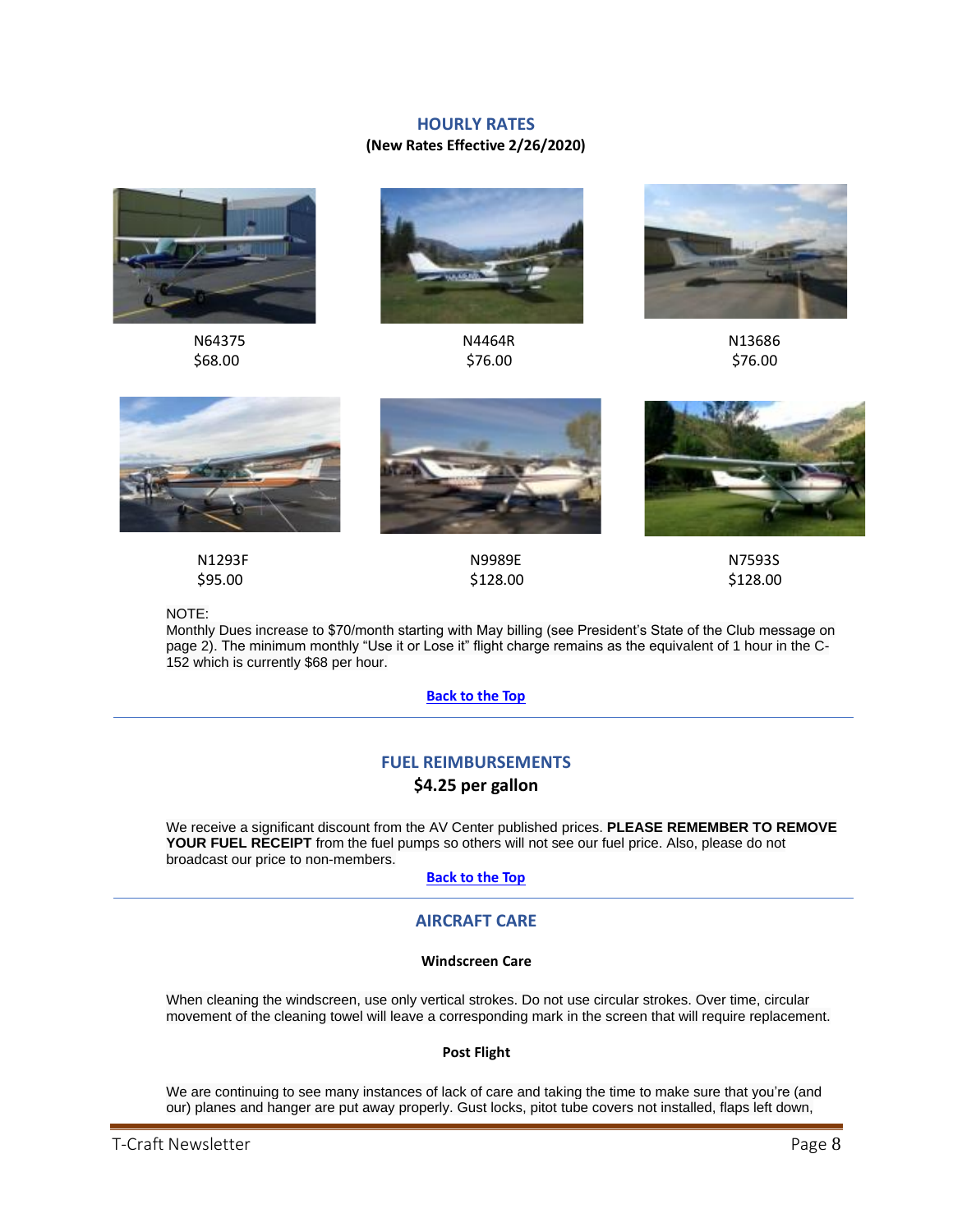## HOURLY RATES

**(New Rates Effective 2/26/2020)**

N64375
$68.00

N4464R
$76.00

N13686
$76.00

N1293F
$95.00

N9989E
$128.00

N7593S
$128.00

NOTE:
Monthly Dues increase to $70/month starting with May billing (see President's State of the Club message on page 2). The minimum monthly "Use it or Lose it" flight charge remains as the equivalent of 1 hour in the C-152 which is currently $68 per hour.

[Back to the Top]

---

## FUEL REIMBURSEMENTS

**$4.25 per gallon**

We receive a significant discount from the AV Center published prices. **PLEASE REMEMBER TO REMOVE YOUR FUEL RECEIPT** from the fuel pumps so others will not see our fuel price. Also, please do not broadcast our price to non-members.

[Back to the Top]

---

## AIRCRAFT CARE

**Windscreen Care**

When cleaning the windscreen, use only vertical strokes. Do not use circular strokes. Over time, circular movement of the cleaning towel will leave a corresponding mark in the screen that will require replacement.

**Post Flight**

We are continuing to see many instances of lack of care and taking the time to make sure that you're (and our) planes and hanger are put away properly. Gust locks, pitot tube covers not installed, flaps left down,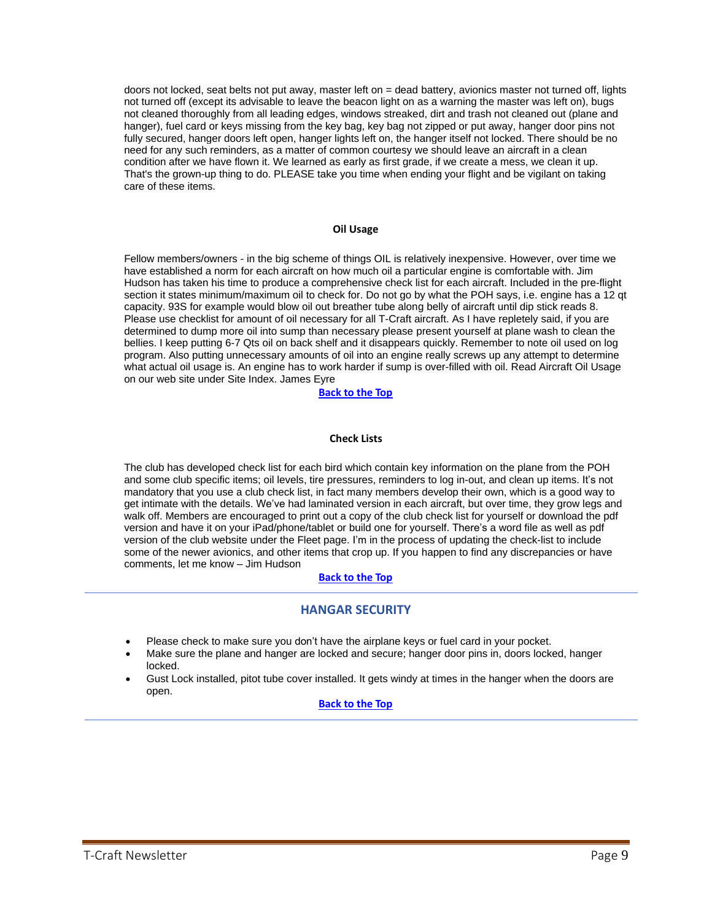doors not locked, seat belts not put away, master left on = dead battery, avionics master not turned off, lights not turned off (except its advisable to leave the beacon light on as a warning the master was left on), bugs not cleaned thoroughly from all leading edges, windows streaked, dirt and trash not cleaned out (plane and hanger), fuel card or keys missing from the key bag, key bag not zipped or put away, hanger door pins not fully secured, hanger doors left open, hanger lights left on, the hanger itself not locked. There should be no need for any such reminders, as a matter of common courtesy we should leave an aircraft in a clean condition after we have flown it. We learned as early as first grade, if we create a mess, we clean it up. That's the grown-up thing to do. PLEASE take you time when ending your flight and be vigilant on taking care of these items.

### Oil Usage

Fellow members/owners - in the big scheme of things OIL is relatively inexpensive. However, over time we have established a norm for each aircraft on how much oil a particular engine is comfortable with. Jim Hudson has taken his time to produce a comprehensive check list for each aircraft. Included in the pre-flight section it states minimum/maximum oil to check for. Do not go by what the POH says, i.e. engine has a 12 qt capacity. 93S for example would blow oil out breather tube along belly of aircraft until dip stick reads 8. Please use checklist for amount of oil necessary for all T-Craft aircraft. As I have repletely said, if you are determined to dump more oil into sump than necessary please present yourself at plane wash to clean the bellies. I keep putting 6-7 Qts oil on back shelf and it disappears quickly. Remember to note oil used on log program. Also putting unnecessary amounts of oil into an engine really screws up any attempt to determine what actual oil usage is. An engine has to work harder if sump is over-filled with oil. Read Aircraft Oil Usage on our web site under Site Index. James Eyre

Back to the Top

### Check Lists

The club has developed check list for each bird which contain key information on the plane from the POH and some club specific items; oil levels, tire pressures, reminders to log in-out, and clean up items. It's not mandatory that you use a club check list, in fact many members develop their own, which is a good way to get intimate with the details. We've had laminated version in each aircraft, but over time, they grow legs and walk off. Members are encouraged to print out a copy of the club check list for yourself or download the pdf version and have it on your iPad/phone/tablet or build one for yourself. There's a word file as well as pdf version of the club website under the Fleet page. I'm in the process of updating the check-list to include some of the newer avionics, and other items that crop up. If you happen to find any discrepancies or have comments, let me know – Jim Hudson

Back to the Top

## HANGAR SECURITY

- Please check to make sure you don't have the airplane keys or fuel card in your pocket.
- Make sure the plane and hanger are locked and secure; hanger door pins in, doors locked, hanger locked.
- Gust Lock installed, pitot tube cover installed. It gets windy at times in the hanger when the doors are open.

Back to the Top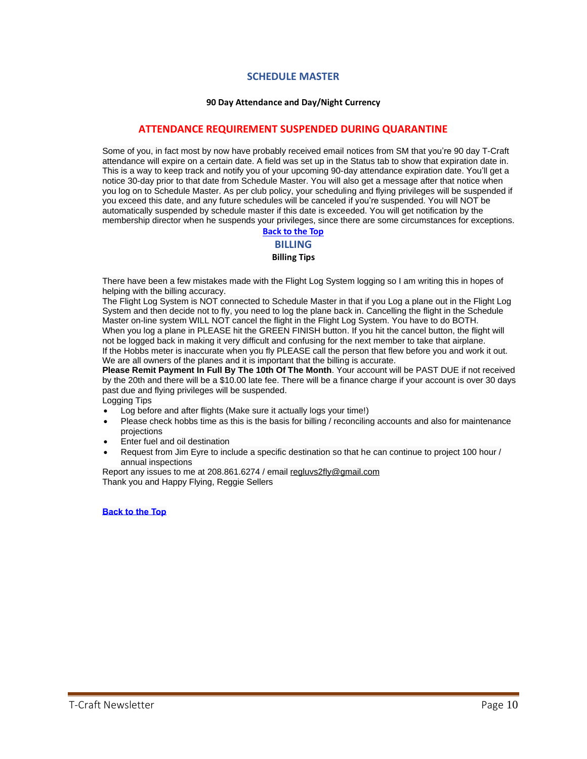## SCHEDULE MASTER

**90 Day Attendance and Day/Night Currency**

### ATTENDANCE REQUIREMENT SUSPENDED DURING QUARANTINE

Some of you, in fact most by now have probably received email notices from SM that you're 90 day T-Craft attendance will expire on a certain date. A field was set up in the Status tab to show that expiration date in. This is a way to keep track and notify you of your upcoming 90-day attendance expiration date. You'll get a notice 30-day prior to that date from Schedule Master. You will also get a message after that notice when you log on to Schedule Master. As per club policy, your scheduling and flying privileges will be suspended if you exceed this date, and any future schedules will be canceled if you're suspended. You will NOT be automatically suspended by schedule master if this date is exceeded. You will get notification by the membership director when he suspends your privileges, since there are some circumstances for exceptions.

Back to the Top

## BILLING

**Billing Tips**

There have been a few mistakes made with the Flight Log System logging so I am writing this in hopes of helping with the billing accuracy.

The Flight Log System is NOT connected to Schedule Master in that if you Log a plane out in the Flight Log System and then decide not to fly, you need to log the plane back in. Cancelling the flight in the Schedule Master on-line system WILL NOT cancel the flight in the Flight Log System. You have to do BOTH.

When you log a plane in PLEASE hit the GREEN FINISH button. If you hit the cancel button, the flight will not be logged back in making it very difficult and confusing for the next member to take that airplane.

If the Hobbs meter is inaccurate when you fly PLEASE call the person that flew before you and work it out. We are all owners of the planes and it is important that the billing is accurate.

**Please Remit Payment In Full By The 10th Of The Month**. Your account will be PAST DUE if not received by the 20th and there will be a $10.00 late fee. There will be a finance charge if your account is over 30 days past due and flying privileges will be suspended.

Logging Tips

- Log before and after flights (Make sure it actually logs your time!)
- Please check hobbs time as this is the basis for billing / reconciling accounts and also for maintenance projections
- Enter fuel and oil destination
- Request from Jim Eyre to include a specific destination so that he can continue to project 100 hour / annual inspections

Report any issues to me at 208.861.6274 / email regluvs2fly@gmail.com

Thank you and Happy Flying, Reggie Sellers

Back to the Top